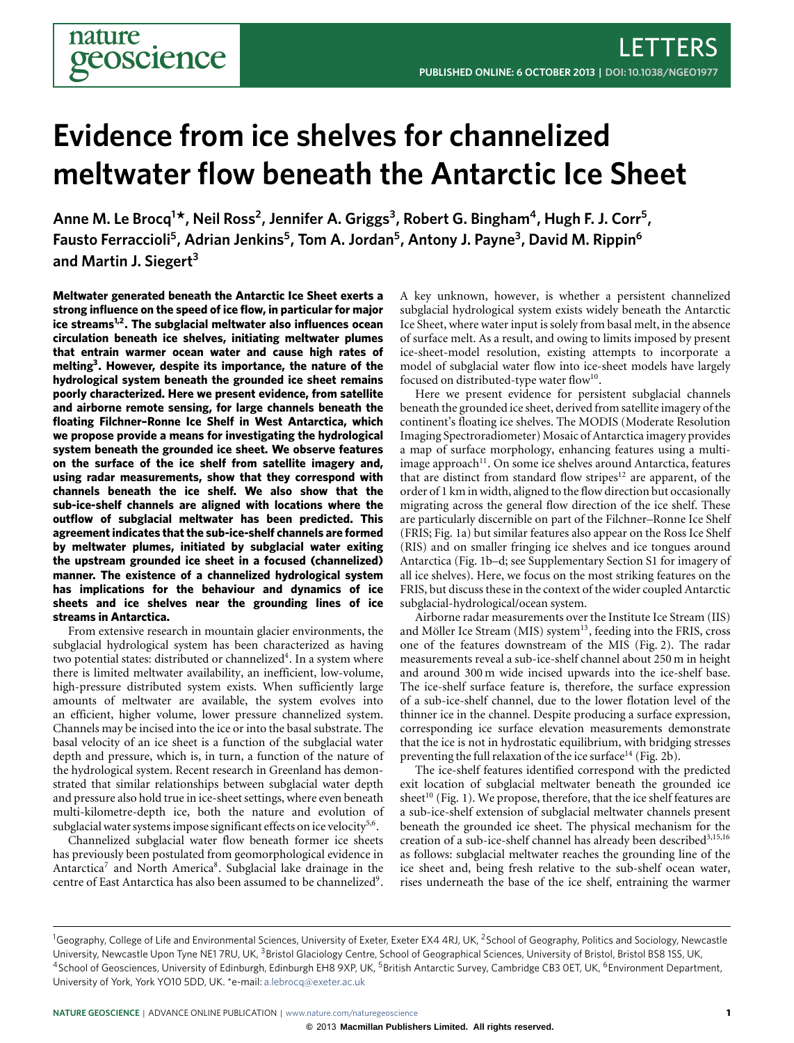# Evidence from ice shelves for channelized meltwater flow beneath the Antarctic Ice Sheet

**Anne M. Le Brocq[1]*, Neil Ross[2], Jennifer A. Griggs[3], Robert G. Bingham[4], Hugh F. J. Corr[5], Fausto Ferraccioli[5], Adrian Jenkins[5], Tom A. Jordan[5], Antony J. Payne[3], David M. Rippin[6] and Martin J. Siegert[3]**

**Meltwater generated beneath the Antarctic Ice Sheet exerts a strong influence on the speed of ice flow, in particular for major ice streams[1,2]. The subglacial meltwater also influences ocean circulation beneath ice shelves, initiating meltwater plumes that entrain warmer ocean water and cause high rates of melting[3]. However, despite its importance, the nature of the hydrological system beneath the grounded ice sheet remains poorly characterized. Here we present evidence, from satellite and airborne remote sensing, for large channels beneath the floating Filchner–Ronne Ice Shelf in West Antarctica, which we propose provide a means for investigating the hydrological system beneath the grounded ice sheet. We observe features on the surface of the ice shelf from satellite imagery and, using radar measurements, show that they correspond with channels beneath the ice shelf. We also show that the sub-ice-shelf channels are aligned with locations where the outflow of subglacial meltwater has been predicted. This agreement indicates that the sub-ice-shelf channels are formed by meltwater plumes, initiated by subglacial water exiting the upstream grounded ice sheet in a focused (channelized) manner. The existence of a channelized hydrological system has implications for the behaviour and dynamics of ice sheets and ice shelves near the grounding lines of ice streams in Antarctica.**

From extensive research in mountain glacier environments, the subglacial hydrological system has been characterized as having two potential states: distributed or channelized[4]. In a system where there is limited meltwater availability, an inefficient, low-volume, high-pressure distributed system exists. When sufficiently large amounts of meltwater are available, the system evolves into an efficient, higher volume, lower pressure channelized system. Channels may be incised into the ice or into the basal substrate. The basal velocity of an ice sheet is a function of the subglacial water depth and pressure, which is, in turn, a function of the nature of the hydrological system. Recent research in Greenland has demonstrated that similar relationships between subglacial water depth and pressure also hold true in ice-sheet settings, where even beneath multi-kilometre-depth ice, both the nature and evolution of subglacial water systems impose significant effects on ice velocity[5,6].

Channelized subglacial water flow beneath former ice sheets has previously been postulated from geomorphological evidence in Antarctica[7] and North America[8]. Subglacial lake drainage in the centre of East Antarctica has also been assumed to be channelized[9]. A key unknown, however, is whether a persistent channelized subglacial hydrological system exists widely beneath the Antarctic Ice Sheet, where water input is solely from basal melt, in the absence of surface melt. As a result, and owing to limits imposed by present ice-sheet-model resolution, existing attempts to incorporate a model of subglacial water flow into ice-sheet models have largely focused on distributed-type water flow[10].

Here we present evidence for persistent subglacial channels beneath the grounded ice sheet, derived from satellite imagery of the continent's floating ice shelves. The MODIS (Moderate Resolution Imaging Spectroradiometer) Mosaic of Antarctica imagery provides a map of surface morphology, enhancing features using a multi-image approach[11]. On some ice shelves around Antarctica, features that are distinct from standard flow stripes[12] are apparent, of the order of 1 km in width, aligned to the flow direction but occasionally migrating across the general flow direction of the ice shelf. These are particularly discernible on part of the Filchner–Ronne Ice Shelf (FRIS; Fig. 1a) but similar features also appear on the Ross Ice Shelf (RIS) and on smaller fringing ice shelves and ice tongues around Antarctica (Fig. 1b–d; see Supplementary Section S1 for imagery of all ice shelves). Here, we focus on the most striking features on the FRIS, but discuss these in the context of the wider coupled Antarctic subglacial-hydrological/ocean system.

Airborne radar measurements over the Institute Ice Stream (IIS) and Möller Ice Stream (MIS) system[13], feeding into the FRIS, cross one of the features downstream of the MIS (Fig. 2). The radar measurements reveal a sub-ice-shelf channel about 250 m in height and around 300 m wide incised upwards into the ice-shelf base. The ice-shelf surface feature is, therefore, the surface expression of a sub-ice-shelf channel, due to the lower flotation level of the thinner ice in the channel. Despite producing a surface expression, corresponding ice surface elevation measurements demonstrate that the ice is not in hydrostatic equilibrium, with bridging stresses preventing the full relaxation of the ice surface[14] (Fig. 2b).

The ice-shelf features identified correspond with the predicted exit location of subglacial meltwater beneath the grounded ice sheet[10] (Fig. 1). We propose, therefore, that the ice shelf features are a sub-ice-shelf extension of subglacial meltwater channels present beneath the grounded ice sheet. The physical mechanism for the creation of a sub-ice-shelf channel has already been described[3,15,16] as follows: subglacial meltwater reaches the grounding line of the ice sheet and, being fresh relative to the sub-shelf ocean water, rises underneath the base of the ice shelf, entraining the warmer

[1]Geography, College of Life and Environmental Sciences, University of Exeter, Exeter EX4 4RJ, UK, [2]School of Geography, Politics and Sociology, Newcastle University, Newcastle Upon Tyne NE1 7RU, UK, [3]Bristol Glaciology Centre, School of Geographical Sciences, University of Bristol, Bristol BS8 1SS, UK, [4]School of Geosciences, University of Edinburgh, Edinburgh EH8 9XP, UK, [5]British Antarctic Survey, Cambridge CB3 0ET, UK, [6]Environment Department, University of York, York YO10 5DD, UK. *e-mail: a.lebrocq@exeter.ac.uk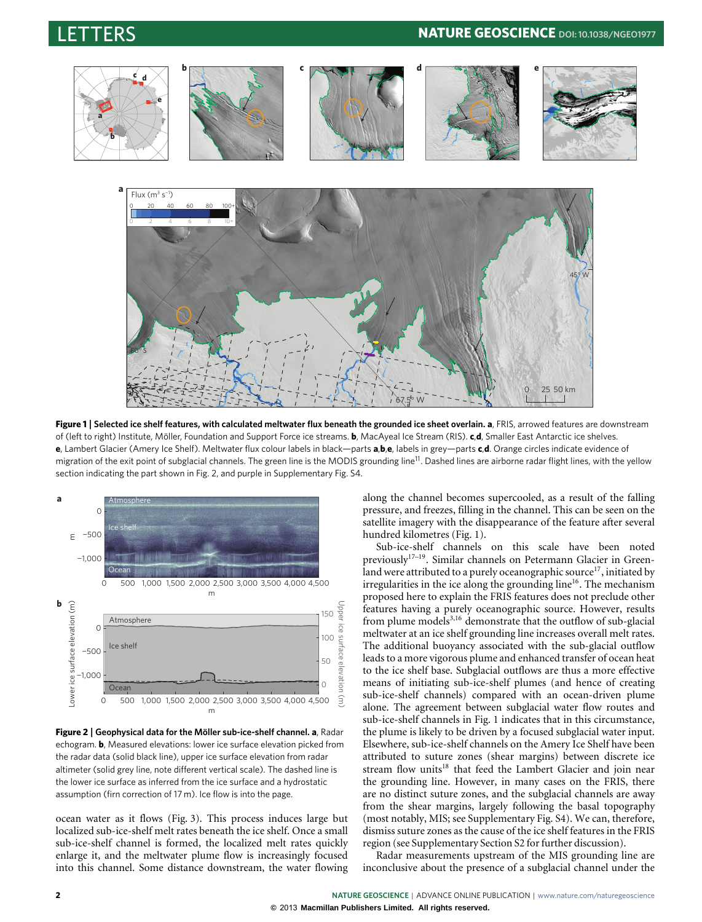**Figure 1 | Selected ice shelf features, with calculated meltwater flux beneath the grounded ice sheet overlain. a**, FRIS, arrowed features are downstream of (left to right) Institute, Möller, Foundation and Support Force ice streams. **b**, MacAyeal Ice Stream (RIS). **c**,**d**, Smaller East Antarctic ice shelves. **e**, Lambert Glacier (Amery Ice Shelf). Meltwater flux colour labels in black—parts **a**,**b**,**e**, labels in grey—parts **c**,**d**. Orange circles indicate evidence of migration of the exit point of subglacial channels. The green line is the MODIS grounding line[11]. Dashed lines are airborne radar flight lines, with the yellow section indicating the part shown in Fig. 2, and purple in Supplementary Fig. S4.

**Figure 2 | Geophysical data for the Möller sub-ice-shelf channel. a**, Radar echogram. **b**, Measured elevations: lower ice surface elevation picked from the radar data (solid black line), upper ice surface elevation from radar altimeter (solid grey line, note different vertical scale). The dashed line is the lower ice surface as inferred from the ice surface and a hydrostatic assumption (firn correction of 17 m). Ice flow is into the page.

ocean water as it flows (Fig. 3). This process induces large but localized sub-ice-shelf melt rates beneath the ice shelf. Once a small sub-ice-shelf channel is formed, the localized melt rates quickly enlarge it, and the meltwater plume flow is increasingly focused into this channel. Some distance downstream, the water flowing along the channel becomes supercooled, as a result of the falling pressure, and freezes, filling in the channel. This can be seen on the satellite imagery with the disappearance of the feature after several hundred kilometres (Fig. 1).

Sub-ice-shelf channels on this scale have been noted previously[17–19]. Similar channels on Petermann Glacier in Greenland were attributed to a purely oceanographic source[17], initiated by irregularities in the ice along the grounding line[16]. The mechanism proposed here to explain the FRIS features does not preclude other features having a purely oceanographic source. However, results from plume models[3,16] demonstrate that the outflow of sub-glacial meltwater at an ice shelf grounding line increases overall melt rates. The additional buoyancy associated with the sub-glacial outflow leads to a more vigorous plume and enhanced transfer of ocean heat to the ice shelf base. Subglacial outflows are thus a more effective means of initiating sub-ice-shelf plumes (and hence of creating sub-ice-shelf channels) compared with an ocean-driven plume alone. The agreement between subglacial water flow routes and sub-ice-shelf channels in Fig. 1 indicates that in this circumstance, the plume is likely to be driven by a focused subglacial water input. Elsewhere, sub-ice-shelf channels on the Amery Ice Shelf have been attributed to suture zones (shear margins) between discrete ice stream flow units[18] that feed the Lambert Glacier and join near the grounding line. However, in many cases on the FRIS, there are no distinct suture zones, and the subglacial channels are away from the shear margins, largely following the basal topography (most notably, MIS; see Supplementary Fig. S4). We can, therefore, dismiss suture zones as the cause of the ice shelf features in the FRIS region (see Supplementary Section S2 for further discussion).

Radar measurements upstream of the MIS grounding line are inconclusive about the presence of a subglacial channel under the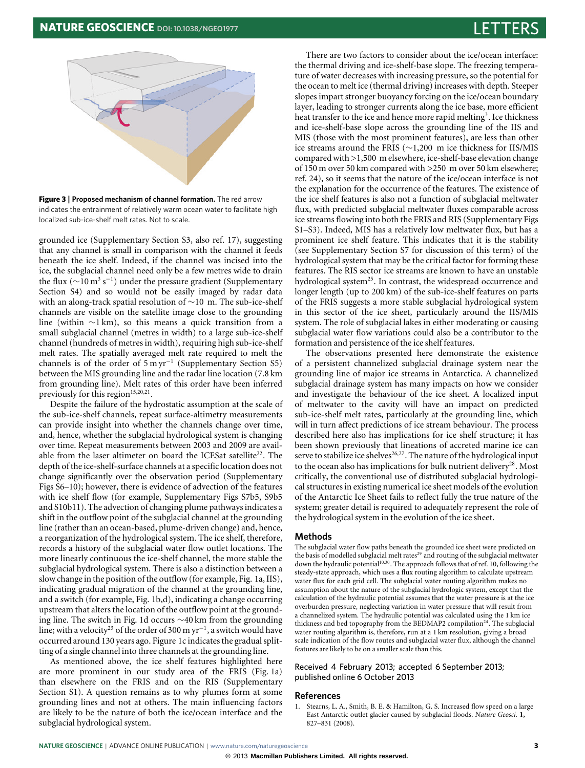**Figure 3 | Proposed mechanism of channel formation.** The red arrow indicates the entrainment of relatively warm ocean water to facilitate high localized sub-ice-shelf melt rates. Not to scale.

grounded ice (Supplementary Section S3, also ref. 17), suggesting that any channel is small in comparison with the channel it feeds beneath the ice shelf. Indeed, if the channel was incised into the ice, the subglacial channel need only be a few metres wide to drain the flux ($\sim$10 $m^3\,s^{-1}$) under the pressure gradient (Supplementary Section S4) and so would not be easily imaged by radar data with an along-track spatial resolution of $\sim$10 m. The sub-ice-shelf channels are visible on the satellite image close to the grounding line (within $\sim$1 km), so this means a quick transition from a small subglacial channel (metres in width) to a large sub-ice-shelf channel (hundreds of metres in width), requiring high sub-ice-shelf melt rates. The spatially averaged melt rate required to melt the channels is of the order of 5 m $yr^{-1}$ (Supplementary Section S5) between the MIS grounding line and the radar line location (7.8 km from grounding line). Melt rates of this order have been inferred previously for this region[15,20,21].

Despite the failure of the hydrostatic assumption at the scale of the sub-ice-shelf channels, repeat surface-altimetry measurements can provide insight into whether the channels change over time, and, hence, whether the subglacial hydrological system is changing over time. Repeat measurements between 2003 and 2009 are available from the laser altimeter on board the ICESat satellite[22]. The depth of the ice-shelf-surface channels at a specific location does not change significantly over the observation period (Supplementary Figs S6–10); however, there is evidence of advection of the features with ice shelf flow (for example, Supplementary Figs S7b5, S9b5 and S10b11). The advection of changing plume pathways indicates a shift in the outflow point of the subglacial channel at the grounding line (rather than an ocean-based, plume-driven change) and, hence, a reorganization of the hydrological system. The ice shelf, therefore, records a history of the subglacial water flow outlet locations. The more linearly continuous the ice-shelf channel, the more stable the subglacial hydrological system. There is also a distinction between a slow change in the position of the outflow (for example, Fig. 1a, IIS), indicating gradual migration of the channel at the grounding line, and a switch (for example, Fig. 1b,d), indicating a change occurring upstream that alters the location of the outflow point at the grounding line. The switch in Fig. 1d occurs $\sim$40 km from the grounding line; with a velocity[23] of the order of 300 m $yr^{-1}$, a switch would have occurred around 130 years ago. Figure 1c indicates the gradual splitting of a single channel into three channels at the grounding line.

As mentioned above, the ice shelf features highlighted here are more prominent in our study area of the FRIS (Fig. 1a) than elsewhere on the FRIS and on the RIS (Supplementary Section S1). A question remains as to why plumes form at some grounding lines and not at others. The main influencing factors are likely to be the nature of both the ice/ocean interface and the subglacial hydrological system.

There are two factors to consider about the ice/ocean interface: the thermal driving and ice-shelf-base slope. The freezing temperature of water decreases with increasing pressure, so the potential for the ocean to melt ice (thermal driving) increases with depth. Steeper slopes impart stronger buoyancy forcing on the ice/ocean boundary layer, leading to stronger currents along the ice base, more efficient heat transfer to the ice and hence more rapid melting[3]. Ice thickness and ice-shelf-base slope across the grounding line of the IIS and MIS (those with the most prominent features), are less than other ice streams around the FRIS ($\sim$1,200 m ice thickness for IIS/MIS compared with >1,500 m elsewhere, ice-shelf-base elevation change of 150 m over 50 km compared with >250 m over 50 km elsewhere; ref. 24), so it seems that the nature of the ice/ocean interface is not the explanation for the occurrence of the features. The existence of the ice shelf features is also not a function of subglacial meltwater flux, with predicted subglacial meltwater fluxes comparable across ice streams flowing into both the FRIS and RIS (Supplementary Figs S1–S3). Indeed, MIS has a relatively low meltwater flux, but has a prominent ice shelf feature. This indicates that it is the stability (see Supplementary Section S7 for discussion of this term) of the hydrological system that may be the critical factor for forming these features. The RIS sector ice streams are known to have an unstable hydrological system[25]. In contrast, the widespread occurrence and longer length (up to 200 km) of the sub-ice-shelf features on parts of the FRIS suggests a more stable subglacial hydrological system in this sector of the ice sheet, particularly around the IIS/MIS system. The role of subglacial lakes in either moderating or causing subglacial water flow variations could also be a contributor to the formation and persistence of the ice shelf features.

The observations presented here demonstrate the existence of a persistent channelized subglacial drainage system near the grounding line of major ice streams in Antarctica. A channelized subglacial drainage system has many impacts on how we consider and investigate the behaviour of the ice sheet. A localized input of meltwater to the cavity will have an impact on predicted sub-ice-shelf melt rates, particularly at the grounding line, which will in turn affect predictions of ice stream behaviour. The process described here also has implications for ice shelf structure; it has been shown previously that lineations of accreted marine ice can serve to stabilize ice shelves[26,27]. The nature of the hydrological input to the ocean also has implications for bulk nutrient delivery[28]. Most critically, the conventional use of distributed subglacial hydrological structures in existing numerical ice sheet models of the evolution of the Antarctic Ice Sheet fails to reflect fully the true nature of the system; greater detail is required to adequately represent the role of the hydrological system in the evolution of the ice sheet.

## Methods

The subglacial water flow paths beneath the grounded ice sheet were predicted on the basis of modelled subglacial melt rates[29] and routing of the subglacial meltwater down the hydraulic potential[10,30]. The approach follows that of ref. 10, following the steady-state approach, which uses a flux routing algorithm to calculate upstream water flux for each grid cell. The subglacial water routing algorithm makes no assumption about the nature of the subglacial hydrologic system, except that the calculation of the hydraulic potential assumes that the water pressure is at the ice overburden pressure, neglecting variation in water pressure that will result from a channelized system. The hydraulic potential was calculated using the 1 km ice thickness and bed topography from the BEDMAP2 compilation[24]. The subglacial water routing algorithm is, therefore, run at a 1 km resolution, giving a broad scale indication of the flow routes and subglacial water flux, although the channel features are likely to be on a smaller scale than this.

Received 4 February 2013; accepted 6 September 2013; published online 6 October 2013

## References

1. Stearns, L. A., Smith, B. E. & Hamilton, G. S. Increased flow speed on a large East Antarctic outlet glacier caused by subglacial floods. *Nature Geosci.* **1,** 827–831 (2008).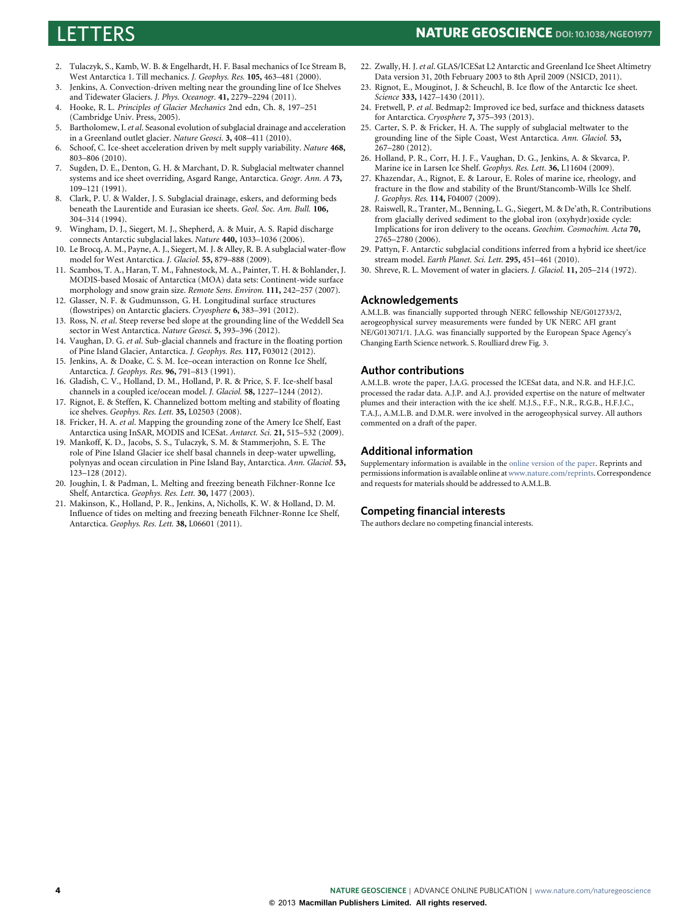2. Tulaczyk, S., Kamb, W. B. & Engelhardt, H. F. Basal mechanics of Ice Stream B, West Antarctica 1. Till mechanics. *J. Geophys. Res.* **105,** 463–481 (2000).
3. Jenkins, A. Convection-driven melting near the grounding line of Ice Shelves and Tidewater Glaciers. *J. Phys. Oceanogr.* **41,** 2279–2294 (2011).
4. Hooke, R. L. *Principles of Glacier Mechanics* 2nd edn, Ch. 8, 197–251 (Cambridge Univ. Press, 2005).
5. Bartholomew, I. *et al*. Seasonal evolution of subglacial drainage and acceleration in a Greenland outlet glacier. *Nature Geosci.* **3,** 408–411 (2010).
6. Schoof, C. Ice-sheet acceleration driven by melt supply variability. *Nature* **468,** 803–806 (2010).
7. Sugden, D. E., Denton, G. H. & Marchant, D. R. Subglacial meltwater channel systems and ice sheet overriding, Asgard Range, Antarctica. *Geogr. Ann. A* **73,** 109–121 (1991).
8. Clark, P. U. & Walder, J. S. Subglacial drainage, eskers, and deforming beds beneath the Laurentide and Eurasian ice sheets. *Geol. Soc. Am. Bull.* **106,** 304–314 (1994).
9. Wingham, D. J., Siegert, M. J., Shepherd, A. & Muir, A. S. Rapid discharge connects Antarctic subglacial lakes. *Nature* **440,** 1033–1036 (2006).
10. Le Brocq, A. M., Payne, A. J., Siegert, M. J. & Alley, R. B. A subglacial water-flow model for West Antarctica. *J. Glaciol.* **55,** 879–888 (2009).
11. Scambos, T. A., Haran, T. M., Fahnestock, M. A., Painter, T. H. & Bohlander, J. MODIS-based Mosaic of Antarctica (MOA) data sets: Continent-wide surface morphology and snow grain size. *Remote Sens. Environ.* **111,** 242–257 (2007).
12. Glasser, N. F. & Gudmunsson, G. H. Longitudinal surface structures (flowstripes) on Antarctic glaciers. *Cryosphere* **6,** 383–391 (2012).
13. Ross, N. *et al*. Steep reverse bed slope at the grounding line of the Weddell Sea sector in West Antarctica. *Nature Geosci.* **5,** 393–396 (2012).
14. Vaughan, D. G. *et al*. Sub-glacial channels and fracture in the floating portion of Pine Island Glacier, Antarctica. *J. Geophys. Res.* **117,** F03012 (2012).
15. Jenkins, A. & Doake, C. S. M. Ice–ocean interaction on Ronne Ice Shelf, Antarctica. *J. Geophys. Res.* **96,** 791–813 (1991).
16. Gladish, C. V., Holland, D. M., Holland, P. R. & Price, S. F. Ice-shelf basal channels in a coupled ice/ocean model. *J. Glaciol.* **58,** 1227–1244 (2012).
17. Rignot, E. & Steffen, K. Channelized bottom melting and stability of floating ice shelves. *Geophys. Res. Lett.* **35,** L02503 (2008).
18. Fricker, H. A. *et al*. Mapping the grounding zone of the Amery Ice Shelf, East Antarctica using InSAR, MODIS and ICESat. *Antarct. Sci.* **21,** 515–532 (2009).
19. Mankoff, K. D., Jacobs, S. S., Tulaczyk, S. M. & Stammerjohn, S. E. The role of Pine Island Glacier ice shelf basal channels in deep-water upwelling, polynyas and ocean circulation in Pine Island Bay, Antarctica. *Ann. Glaciol.* **53,** 123–128 (2012).
20. Joughin, I. & Padman, L. Melting and freezing beneath Filchner-Ronne Ice Shelf, Antarctica. *Geophys. Res. Lett.* **30,** 1477 (2003).
21. Makinson, K., Holland, P. R., Jenkins, A, Nicholls, K. W. & Holland, D. M. Influence of tides on melting and freezing beneath Filchner-Ronne Ice Shelf, Antarctica. *Geophys. Res. Lett.* **38,** L06601 (2011).
22. Zwally, H. J. *et al*. GLAS/ICESat L2 Antarctic and Greenland Ice Sheet Altimetry Data version 31, 20th February 2003 to 8th April 2009 (NSICD, 2011).
23. Rignot, E., Mouginot, J. & Scheuchl, B. Ice flow of the Antarctic Ice sheet. *Science* **333,** 1427–1430 (2011).
24. Fretwell, P. *et al*. Bedmap2: Improved ice bed, surface and thickness datasets for Antarctica. *Cryosphere* **7,** 375–393 (2013).
25. Carter, S. P. & Fricker, H. A. The supply of subglacial meltwater to the grounding line of the Siple Coast, West Antarctica. *Ann. Glaciol.* **53,** 267–280 (2012).
26. Holland, P. R., Corr, H. J. F., Vaughan, D. G., Jenkins, A. & Skvarca, P. Marine ice in Larsen Ice Shelf. *Geophys. Res. Lett.* **36,** L11604 (2009).
27. Khazendar, A., Rignot, E. & Larour, E. Roles of marine ice, rheology, and fracture in the flow and stability of the Brunt/Stancomb-Wills Ice Shelf. *J. Geophys. Res.* **114,** F04007 (2009).
28. Raiswell, R., Tranter, M., Benning, L. G., Siegert, M. & De'ath, R. Contributions from glacially derived sediment to the global iron (oxyhydr)oxide cycle: Implications for iron delivery to the oceans. *Geochim. Cosmochim. Acta* **70,** 2765–2780 (2006).
29. Pattyn, F. Antarctic subglacial conditions inferred from a hybrid ice sheet/ice stream model. *Earth Planet. Sci. Lett.* **295,** 451–461 (2010).
30. Shreve, R. L. Movement of water in glaciers. *J. Glaciol.* **11,** 205–214 (1972).

## Acknowledgements

A.M.L.B. was financially supported through NERC fellowship NE/G012733/2, aerogeophysical survey measurements were funded by UK NERC AFI grant NE/G013071/1. J.A.G. was financially supported by the European Space Agency's Changing Earth Science network. S. Roulliard drew Fig. 3.

## Author contributions

A.M.L.B. wrote the paper, J.A.G. processed the ICESat data, and N.R. and H.F.J.C. processed the radar data. A.J.P. and A.J. provided expertise on the nature of meltwater plumes and their interaction with the ice shelf. M.J.S., F.F., N.R., R.G.B., H.F.J.C., T.A.J., A.M.L.B. and D.M.R. were involved in the aerogeophysical survey. All authors commented on a draft of the paper.

## Additional information

Supplementary information is available in the online version of the paper. Reprints and permissions information is available online at www.nature.com/reprints. Correspondence and requests for materials should be addressed to A.M.L.B.

## Competing financial interests

The authors declare no competing financial interests.